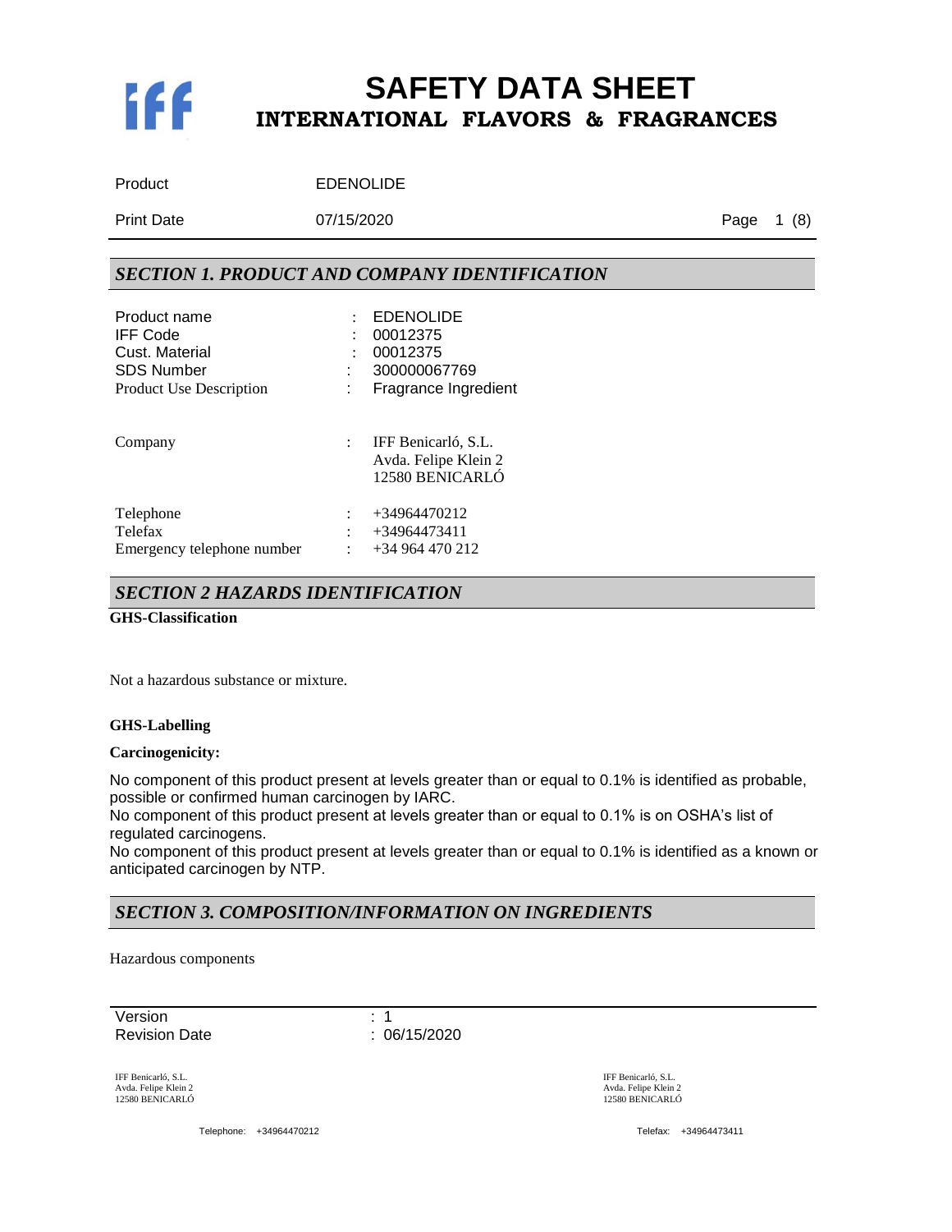# SAFETY DATA SHEET
## INTERNATIONAL FLAVORS & FRAGRANCES

| | |
|---|---|
| Product | EDENOLIDE |
| Print Date | 07/15/2020 |

## SECTION 1. PRODUCT AND COMPANY IDENTIFICATION

| | | |
|---|---|---|
| Product name | : | EDENOLIDE |
| IFF Code | : | 00012375 |
| Cust. Material | : | 00012375 |
| SDS Number | : | 300000067769 |
| Product Use Description | : | Fragrance Ingredient |
| Company | : | IFF Benicarló, S.L.<br>Avda. Felipe Klein 2<br>12580 BENICARLÓ |
| Telephone | : | +34964470212 |
| Telefax | : | +34964473411 |
| Emergency telephone number | : | +34 964 470 212 |

## SECTION 2 HAZARDS IDENTIFICATION

**GHS-Classification**

Not a hazardous substance or mixture.

**GHS-Labelling**

**Carcinogenicity:**

No component of this product present at levels greater than or equal to 0.1% is identified as probable, possible or confirmed human carcinogen by IARC.
No component of this product present at levels greater than or equal to 0.1% is on OSHA's list of regulated carcinogens.
No component of this product present at levels greater than or equal to 0.1% is identified as a known or anticipated carcinogen by NTP.

## SECTION 3. COMPOSITION/INFORMATION ON INGREDIENTS

Hazardous components

| | |
|---|---|
| Version | : 1 |
| Revision Date | : 06/15/2020 |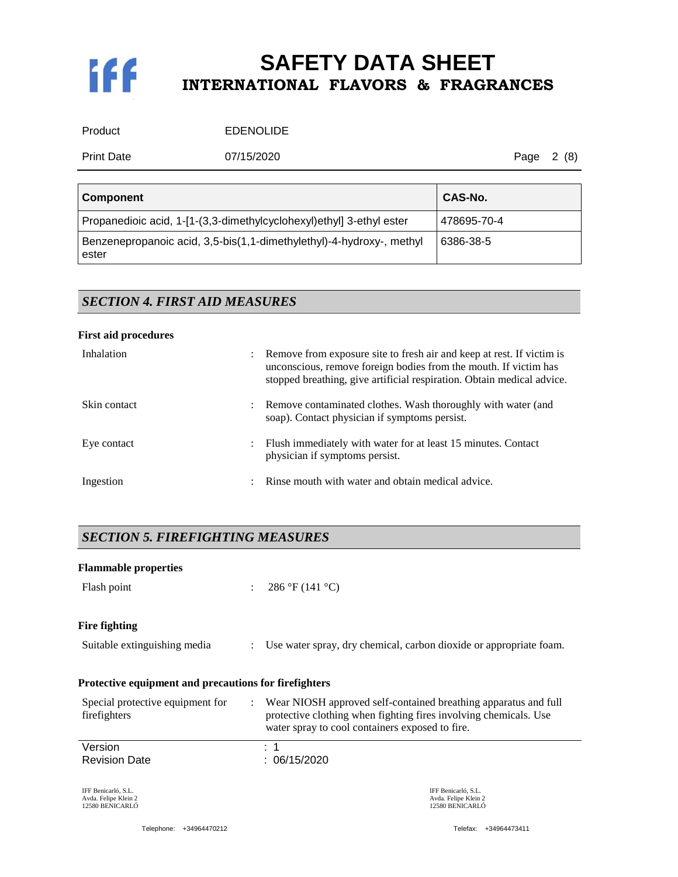| Component | CAS-No. |
| --- | --- |
| Propanedioic acid, 1-[1-(3,3-dimethylcyclohexyl)ethyl] 3-ethyl ester | 478695-70-4 |
| Benzenepropanoic acid, 3,5-bis(1,1-dimethylethyl)-4-hydroxy-, methyl ester | 6386-38-5 |

## *SECTION 4. FIRST AID MEASURES*

**First aid procedures**

Inhalation : Remove from exposure site to fresh air and keep at rest. If victim is unconscious, remove foreign bodies from the mouth. If victim has stopped breathing, give artificial respiration. Obtain medical advice.

Skin contact : Remove contaminated clothes. Wash thoroughly with water (and soap). Contact physician if symptoms persist.

Eye contact : Flush immediately with water for at least 15 minutes. Contact physician if symptoms persist.

Ingestion : Rinse mouth with water and obtain medical advice.

## *SECTION 5. FIREFIGHTING MEASURES*

**Flammable properties**

Flash point : 286 °F (141 °C)

**Fire fighting**

Suitable extinguishing media : Use water spray, dry chemical, carbon dioxide or appropriate foam.

**Protective equipment and precautions for firefighters**

Special protective equipment for firefighters : Wear NIOSH approved self-contained breathing apparatus and full protective clothing when fighting fires involving chemicals. Use water spray to cool containers exposed to fire.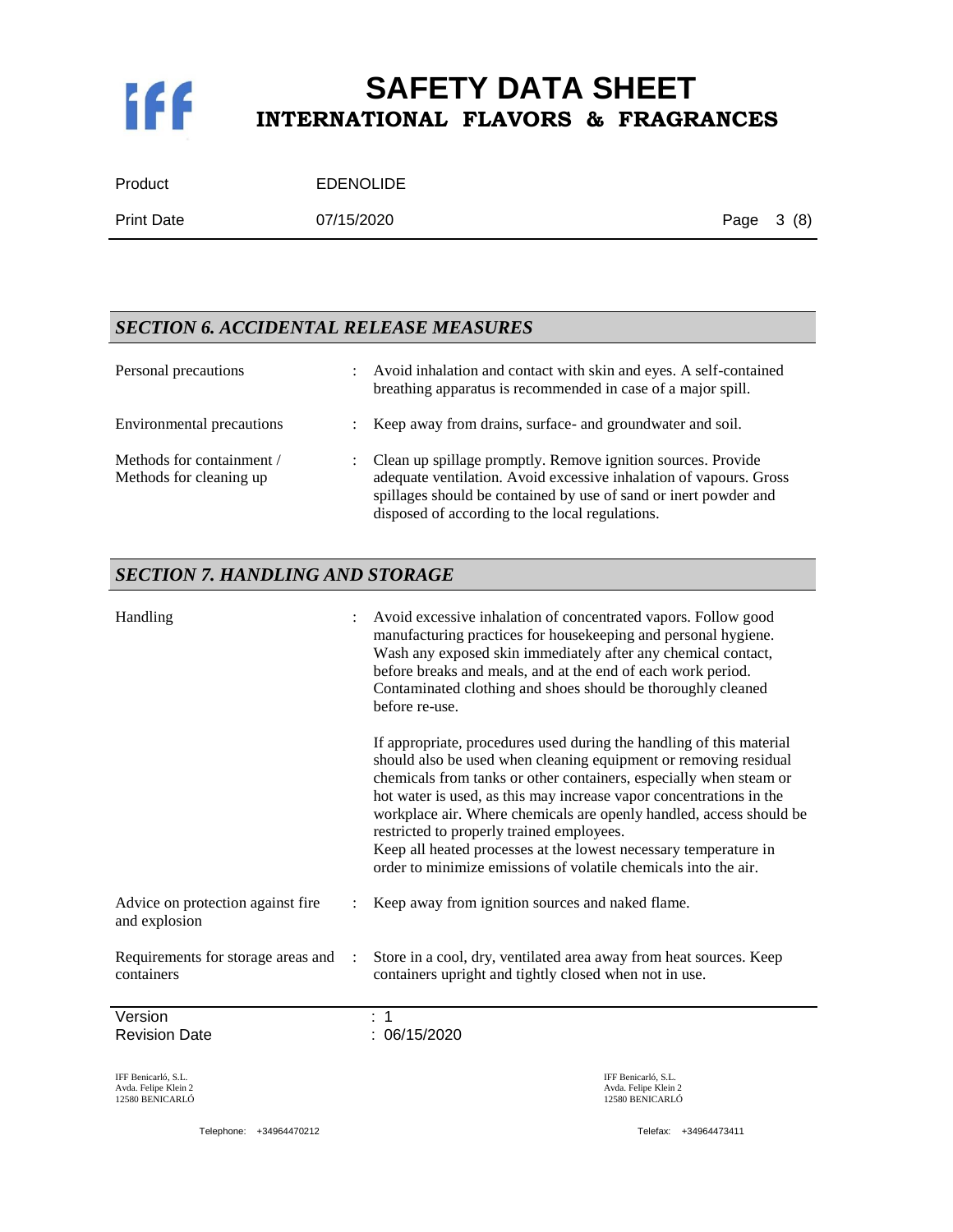## SECTION 6. ACCIDENTAL RELEASE MEASURES

| | |
|---|---|
| Personal precautions | : Avoid inhalation and contact with skin and eyes. A self-contained breathing apparatus is recommended in case of a major spill. |
| Environmental precautions | : Keep away from drains, surface- and groundwater and soil. |
| Methods for containment / Methods for cleaning up | : Clean up spillage promptly. Remove ignition sources. Provide adequate ventilation. Avoid excessive inhalation of vapours. Gross spillages should be contained by use of sand or inert powder and disposed of according to the local regulations. |

## SECTION 7. HANDLING AND STORAGE

| | |
|---|---|
| Handling | : Avoid excessive inhalation of concentrated vapors. Follow good manufacturing practices for housekeeping and personal hygiene. Wash any exposed skin immediately after any chemical contact, before breaks and meals, and at the end of each work period. Contaminated clothing and shoes should be thoroughly cleaned before re-use.<br><br>If appropriate, procedures used during the handling of this material should also be used when cleaning equipment or removing residual chemicals from tanks or other containers, especially when steam or hot water is used, as this may increase vapor concentrations in the workplace air. Where chemicals are openly handled, access should be restricted to properly trained employees.<br>Keep all heated processes at the lowest necessary temperature in order to minimize emissions of volatile chemicals into the air. |
| Advice on protection against fire and explosion | : Keep away from ignition sources and naked flame. |
| Requirements for storage areas and containers | : Store in a cool, dry, ventilated area away from heat sources. Keep containers upright and tightly closed when not in use. |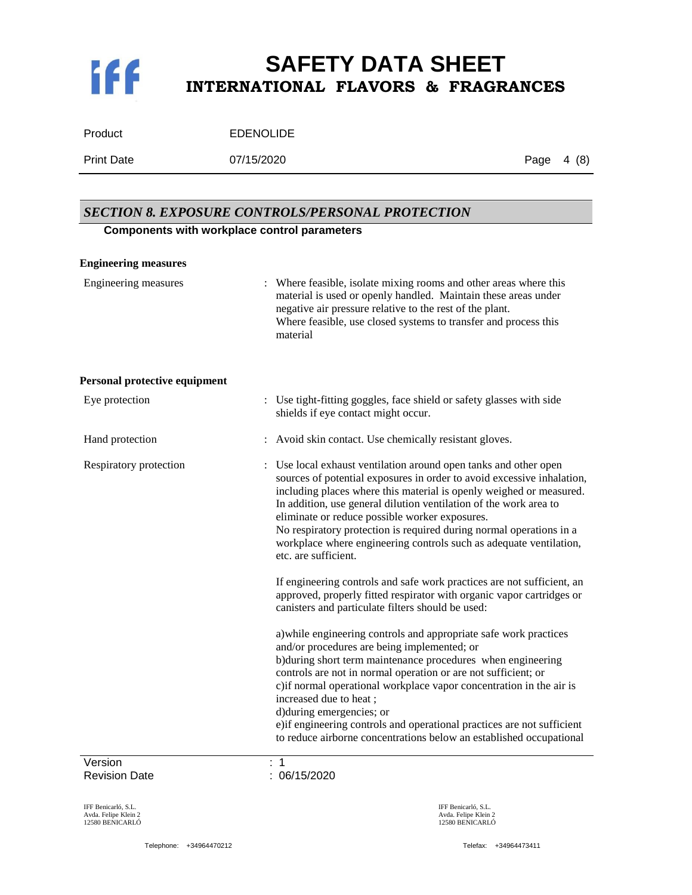## SECTION 8. EXPOSURE CONTROLS/PERSONAL PROTECTION

**Components with workplace control parameters**

**Engineering measures**

| | |
|---|---|
| Engineering measures | : Where feasible, isolate mixing rooms and other areas where this material is used or openly handled. Maintain these areas under negative air pressure relative to the rest of the plant. Where feasible, use closed systems to transfer and process this material |

**Personal protective equipment**

| | |
|---|---|
| Eye protection | : Use tight-fitting goggles, face shield or safety glasses with side shields if eye contact might occur. |
| Hand protection | : Avoid skin contact. Use chemically resistant gloves. |
| Respiratory protection | : Use local exhaust ventilation around open tanks and other open sources of potential exposures in order to avoid excessive inhalation, including places where this material is openly weighed or measured. In addition, use general dilution ventilation of the work area to eliminate or reduce possible worker exposures. No respiratory protection is required during normal operations in a workplace where engineering controls such as adequate ventilation, etc. are sufficient.<br><br>If engineering controls and safe work practices are not sufficient, an approved, properly fitted respirator with organic vapor cartridges or canisters and particulate filters should be used:<br><br>a)while engineering controls and appropriate safe work practices and/or procedures are being implemented; or<br>b)during short term maintenance procedures when engineering controls are not in normal operation or are not sufficient; or<br>c)if normal operational workplace vapor concentration in the air is increased due to heat ;<br>d)during emergencies; or<br>e)if engineering controls and operational practices are not sufficient to reduce airborne concentrations below an established occupational |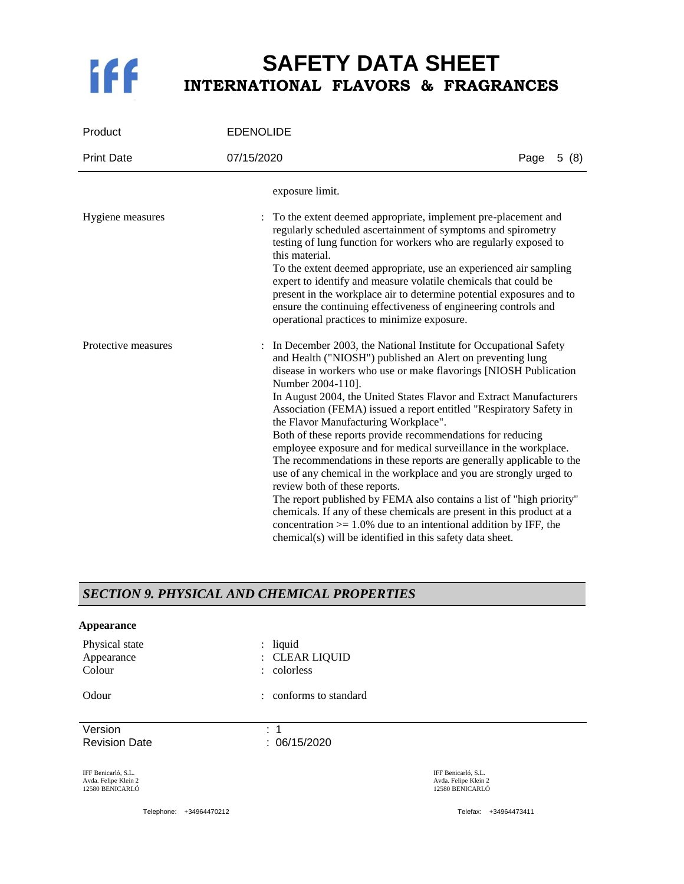exposure limit.

| | | |
|---|---|---|
| Hygiene measures | : | To the extent deemed appropriate, implement pre-placement and regularly scheduled ascertainment of symptoms and spirometry testing of lung function for workers who are regularly exposed to this material.<br>To the extent deemed appropriate, use an experienced air sampling expert to identify and measure volatile chemicals that could be present in the workplace air to determine potential exposures and to ensure the continuing effectiveness of engineering controls and operational practices to minimize exposure. |
| Protective measures | : | In December 2003, the National Institute for Occupational Safety and Health ("NIOSH") published an Alert on preventing lung disease in workers who use or make flavorings [NIOSH Publication Number 2004-110].<br>In August 2004, the United States Flavor and Extract Manufacturers Association (FEMA) issued a report entitled "Respiratory Safety in the Flavor Manufacturing Workplace".<br>Both of these reports provide recommendations for reducing employee exposure and for medical surveillance in the workplace. The recommendations in these reports are generally applicable to the use of any chemical in the workplace and you are strongly urged to review both of these reports.<br>The report published by FEMA also contains a list of "high priority" chemicals. If any of these chemicals are present in this product at a concentration >= 1.0% due to an intentional addition by IFF, the chemical(s) will be identified in this safety data sheet. |

## *SECTION 9. PHYSICAL AND CHEMICAL PROPERTIES*

**Appearance**

| | | |
|---|---|---|
| Physical state | : | liquid |
| Appearance | : | CLEAR LIQUID |
| Colour | : | colorless |
| Odour | : | conforms to standard |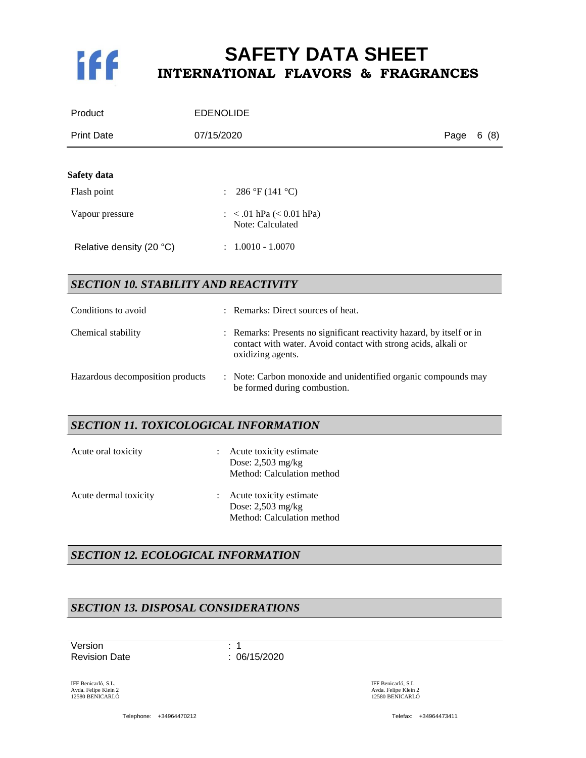**Safety data**

| | |
|---|---|
| Flash point | : 286 °F (141 °C) |
| Vapour pressure | : < .01 hPa (< 0.01 hPa)<br>Note: Calculated |
| Relative density (20 °C) | : 1.0010 - 1.0070 |

## *SECTION 10. STABILITY AND REACTIVITY*

| | |
|---|---|
| Conditions to avoid | : Remarks: Direct sources of heat. |
| Chemical stability | : Remarks: Presents no significant reactivity hazard, by itself or in contact with water. Avoid contact with strong acids, alkali or oxidizing agents. |
| Hazardous decomposition products | : Note: Carbon monoxide and unidentified organic compounds may be formed during combustion. |

## *SECTION 11. TOXICOLOGICAL INFORMATION*

| | |
|---|---|
| Acute oral toxicity | : Acute toxicity estimate<br>Dose: 2,503 mg/kg<br>Method: Calculation method |
| Acute dermal toxicity | : Acute toxicity estimate<br>Dose: 2,503 mg/kg<br>Method: Calculation method |

## *SECTION 12. ECOLOGICAL INFORMATION*

## *SECTION 13. DISPOSAL CONSIDERATIONS*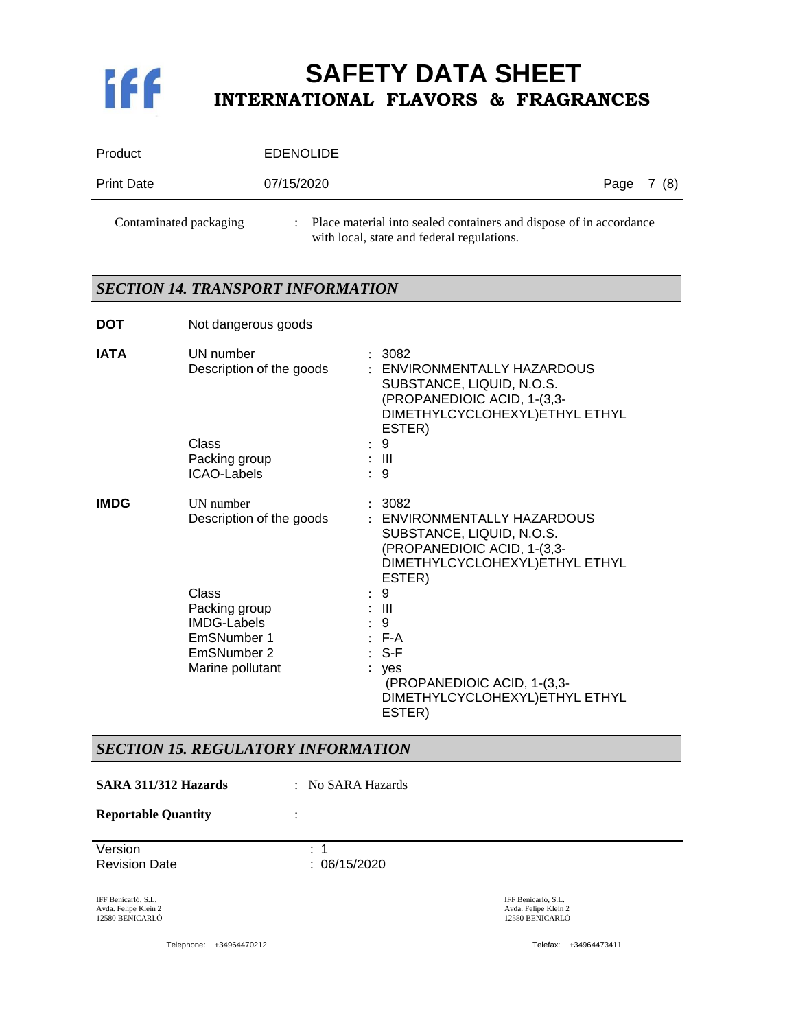Contaminated packaging : Place material into sealed containers and dispose of in accordance with local, state and federal regulations.

## SECTION 14. TRANSPORT INFORMATION

**DOT** Not dangerous goods

**IATA**

| | |
|---|---|
| UN number | : 3082 |
| Description of the goods | : ENVIRONMENTALLY HAZARDOUS SUBSTANCE, LIQUID, N.O.S. (PROPANEDIOIC ACID, 1-(3,3-DIMETHYLCYCLOHEXYL)ETHYL ETHYL ESTER) |
| Class | : 9 |
| Packing group | : III |
| ICAO-Labels | : 9 |

**IMDG**

| | |
|---|---|
| UN number | : 3082 |
| Description of the goods | : ENVIRONMENTALLY HAZARDOUS SUBSTANCE, LIQUID, N.O.S. (PROPANEDIOIC ACID, 1-(3,3-DIMETHYLCYCLOHEXYL)ETHYL ETHYL ESTER) |
| Class | : 9 |
| Packing group | : III |
| IMDG-Labels | : 9 |
| EmSNumber 1 | : F-A |
| EmSNumber 2 | : S-F |
| Marine pollutant | : yes (PROPANEDIOIC ACID, 1-(3,3-DIMETHYLCYCLOHEXYL)ETHYL ETHYL ESTER) |

## SECTION 15. REGULATORY INFORMATION

**SARA 311/312 Hazards** : No SARA Hazards

**Reportable Quantity** :

Version : 1
Revision Date : 06/15/2020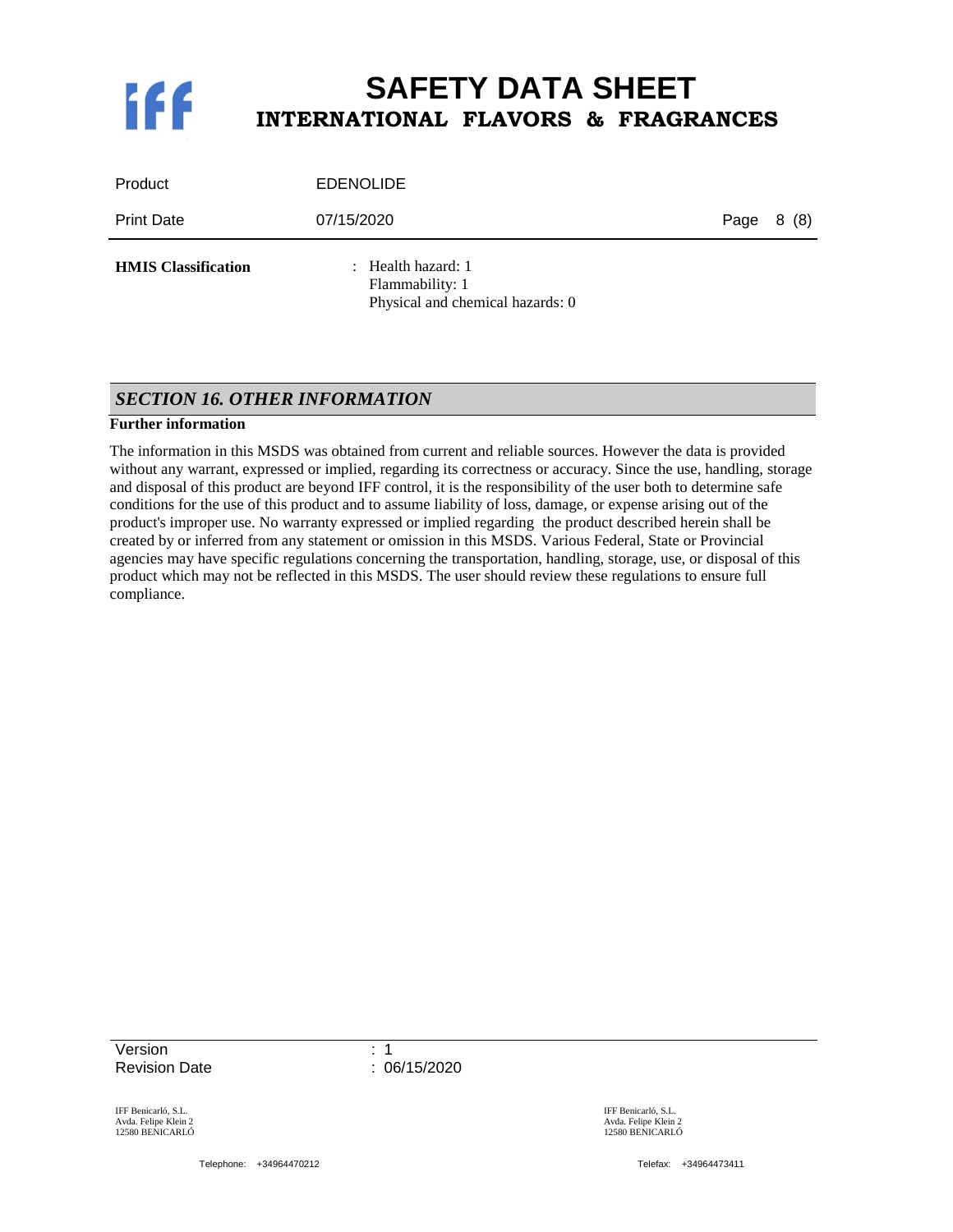**HMIS Classification** : Health hazard: 1
Flammability: 1
Physical and chemical hazards: 0

## *SECTION 16. OTHER INFORMATION*

**Further information**

The information in this MSDS was obtained from current and reliable sources. However the data is provided without any warrant, expressed or implied, regarding its correctness or accuracy. Since the use, handling, storage and disposal of this product are beyond IFF control, it is the responsibility of the user both to determine safe conditions for the use of this product and to assume liability of loss, damage, or expense arising out of the product's improper use. No warranty expressed or implied regarding the product described herein shall be created by or inferred from any statement or omission in this MSDS. Various Federal, State or Provincial agencies may have specific regulations concerning the transportation, handling, storage, use, or disposal of this product which may not be reflected in this MSDS. The user should review these regulations to ensure full compliance.